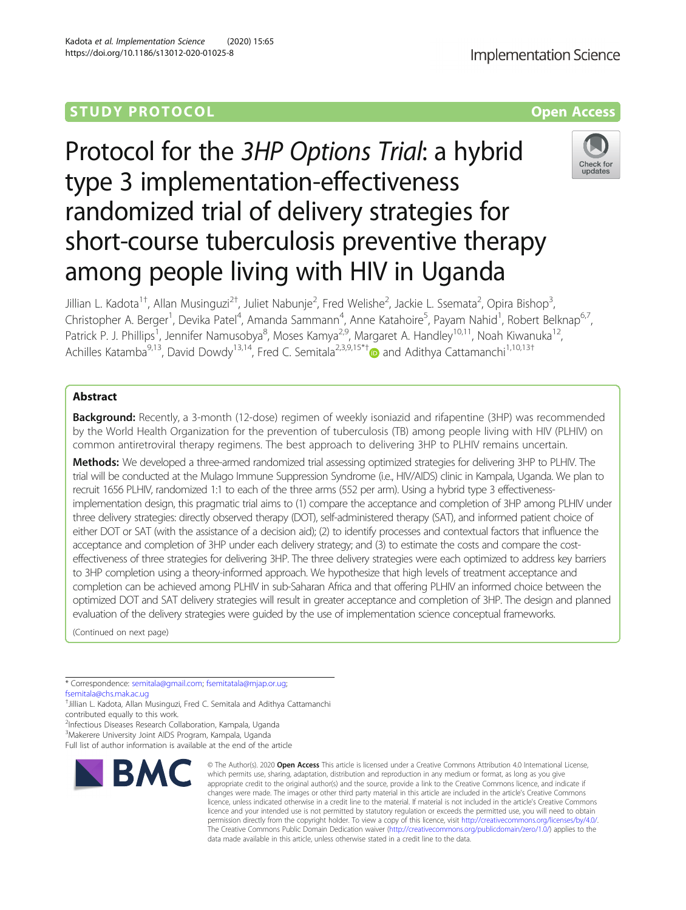STUDY PROTOCOL Open Access

# Protocol for the *3HP Options Trial*: a hybrid type 3 implementation-effectiveness randomized trial of delivery strategies for short-course tuberculosis preventive therapy among people living with HIV in Uganda

Jillian L. Kadota[1†], Allan Musinguzi[2†], Juliet Nabunje[2], Fred Welishe[2], Jackie L. Ssemata[2], Opira Bishop[3], Christopher A. Berger[1], Devika Patel[4], Amanda Sammann[4], Anne Katahoire[5], Payam Nahid[1], Robert Belknap[6,7], Patrick P. J. Phillips[1], Jennifer Namusobya[8], Moses Kamya[2,9], Margaret A. Handley[10,11], Noah Kiwanuka[12], Achilles Katamba[9,13], David Dowdy[13,14], Fred C. Semitala[2,3,9,15*†] and Adithya Cattamanchi[1,10,13†]

## Abstract

**Background:** Recently, a 3-month (12-dose) regimen of weekly isoniazid and rifapentine (3HP) was recommended by the World Health Organization for the prevention of tuberculosis (TB) among people living with HIV (PLHIV) on common antiretroviral therapy regimens. The best approach to delivering 3HP to PLHIV remains uncertain.

**Methods:** We developed a three-armed randomized trial assessing optimized strategies for delivering 3HP to PLHIV. The trial will be conducted at the Mulago Immune Suppression Syndrome (i.e., HIV/AIDS) clinic in Kampala, Uganda. We plan to recruit 1656 PLHIV, randomized 1:1 to each of the three arms (552 per arm). Using a hybrid type 3 effectiveness-implementation design, this pragmatic trial aims to (1) compare the acceptance and completion of 3HP among PLHIV under three delivery strategies: directly observed therapy (DOT), self-administered therapy (SAT), and informed patient choice of either DOT or SAT (with the assistance of a decision aid); (2) to identify processes and contextual factors that influence the acceptance and completion of 3HP under each delivery strategy; and (3) to estimate the costs and compare the cost-effectiveness of three strategies for delivering 3HP. The three delivery strategies were each optimized to address key barriers to 3HP completion using a theory-informed approach. We hypothesize that high levels of treatment acceptance and completion can be achieved among PLHIV in sub-Saharan Africa and that offering PLHIV an informed choice between the optimized DOT and SAT delivery strategies will result in greater acceptance and completion of 3HP. The design and planned evaluation of the delivery strategies were guided by the use of implementation science conceptual frameworks.

(Continued on next page)

\* Correspondence: semitala@gmail.com; fsemitatala@mjap.or.ug; fsemitala@chs.mak.ac.ug

†Jillian L. Kadota, Allan Musinguzi, Fred C. Semitala and Adithya Cattamanchi contributed equally to this work.

[2]Infectious Diseases Research Collaboration, Kampala, Uganda

[3]Makerere University Joint AIDS Program, Kampala, Uganda

Full list of author information is available at the end of the article

© The Author(s). 2020 **Open Access** This article is licensed under a Creative Commons Attribution 4.0 International License, which permits use, sharing, adaptation, distribution and reproduction in any medium or format, as long as you give appropriate credit to the original author(s) and the source, provide a link to the Creative Commons licence, and indicate if changes were made. The images or other third party material in this article are included in the article's Creative Commons licence, unless indicated otherwise in a credit line to the material. If material is not included in the article's Creative Commons licence and your intended use is not permitted by statutory regulation or exceeds the permitted use, you will need to obtain permission directly from the copyright holder. To view a copy of this licence, visit http://creativecommons.org/licenses/by/4.0/. The Creative Commons Public Domain Dedication waiver (http://creativecommons.org/publicdomain/zero/1.0/) applies to the data made available in this article, unless otherwise stated in a credit line to the data.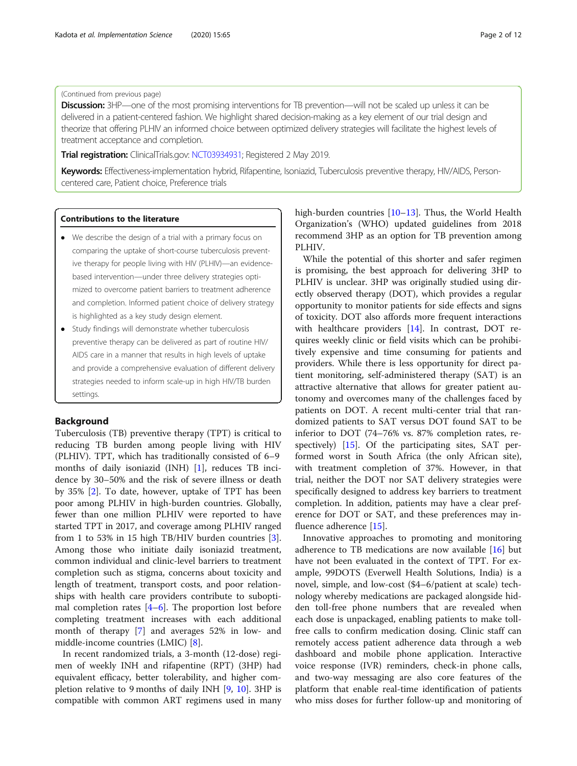(Continued from previous page)

**Discussion:** 3HP—one of the most promising interventions for TB prevention—will not be scaled up unless it can be delivered in a patient-centered fashion. We highlight shared decision-making as a key element of our trial design and theorize that offering PLHIV an informed choice between optimized delivery strategies will facilitate the highest levels of treatment acceptance and completion.

**Trial registration:** ClinicalTrials.gov: NCT03934931; Registered 2 May 2019.

**Keywords:** Effectiveness-implementation hybrid, Rifapentine, Isoniazid, Tuberculosis preventive therapy, HIV/AIDS, Person-centered care, Patient choice, Preference trials

**Contributions to the literature**

- We describe the design of a trial with a primary focus on comparing the uptake of short-course tuberculosis preventive therapy for people living with HIV (PLHIV)—an evidence-based intervention—under three delivery strategies optimized to overcome patient barriers to treatment adherence and completion. Informed patient choice of delivery strategy is highlighted as a key study design element.
- Study findings will demonstrate whether tuberculosis preventive therapy can be delivered as part of routine HIV/AIDS care in a manner that results in high levels of uptake and provide a comprehensive evaluation of different delivery strategies needed to inform scale-up in high HIV/TB burden settings.

## Background

Tuberculosis (TB) preventive therapy (TPT) is critical to reducing TB burden among people living with HIV (PLHIV). TPT, which has traditionally consisted of 6–9 months of daily isoniazid (INH) [1], reduces TB incidence by 30–50% and the risk of severe illness or death by 35% [2]. To date, however, uptake of TPT has been poor among PLHIV in high-burden countries. Globally, fewer than one million PLHIV were reported to have started TPT in 2017, and coverage among PLHIV ranged from 1 to 53% in 15 high TB/HIV burden countries [3]. Among those who initiate daily isoniazid treatment, common individual and clinic-level barriers to treatment completion such as stigma, concerns about toxicity and length of treatment, transport costs, and poor relationships with health care providers contribute to suboptimal completion rates [4–6]. The proportion lost before completing treatment increases with each additional month of therapy [7] and averages 52% in low- and middle-income countries (LMIC) [8].

In recent randomized trials, a 3-month (12-dose) regimen of weekly INH and rifapentine (RPT) (3HP) had equivalent efficacy, better tolerability, and higher completion relative to 9 months of daily INH [9, 10]. 3HP is compatible with common ART regimens used in many high-burden countries [10–13]. Thus, the World Health Organization's (WHO) updated guidelines from 2018 recommend 3HP as an option for TB prevention among PLHIV.

While the potential of this shorter and safer regimen is promising, the best approach for delivering 3HP to PLHIV is unclear. 3HP was originally studied using directly observed therapy (DOT), which provides a regular opportunity to monitor patients for side effects and signs of toxicity. DOT also affords more frequent interactions with healthcare providers [14]. In contrast, DOT requires weekly clinic or field visits which can be prohibitively expensive and time consuming for patients and providers. While there is less opportunity for direct patient monitoring, self-administered therapy (SAT) is an attractive alternative that allows for greater patient autonomy and overcomes many of the challenges faced by patients on DOT. A recent multi-center trial that randomized patients to SAT versus DOT found SAT to be inferior to DOT (74–76% vs. 87% completion rates, respectively) [15]. Of the participating sites, SAT performed worst in South Africa (the only African site), with treatment completion of 37%. However, in that trial, neither the DOT nor SAT delivery strategies were specifically designed to address key barriers to treatment completion. In addition, patients may have a clear preference for DOT or SAT, and these preferences may influence adherence [15].

Innovative approaches to promoting and monitoring adherence to TB medications are now available [16] but have not been evaluated in the context of TPT. For example, 99DOTS (Everwell Health Solutions, India) is a novel, simple, and low-cost ($4–6/patient at scale) technology whereby medications are packaged alongside hidden toll-free phone numbers that are revealed when each dose is unpackaged, enabling patients to make toll-free calls to confirm medication dosing. Clinic staff can remotely access patient adherence data through a web dashboard and mobile phone application. Interactive voice response (IVR) reminders, check-in phone calls, and two-way messaging are also core features of the platform that enable real-time identification of patients who miss doses for further follow-up and monitoring of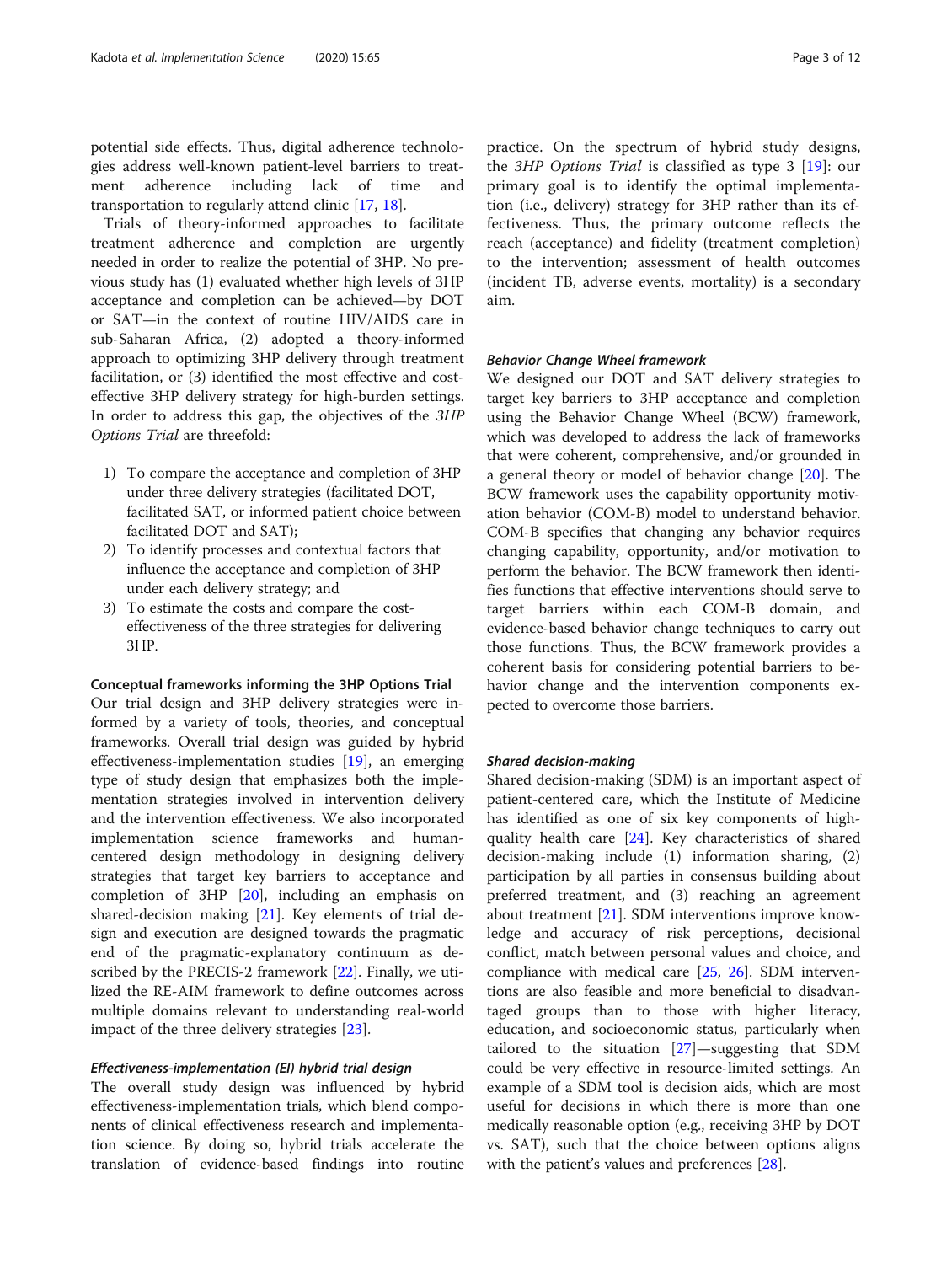potential side effects. Thus, digital adherence technologies address well-known patient-level barriers to treatment adherence including lack of time and transportation to regularly attend clinic [17, 18].

Trials of theory-informed approaches to facilitate treatment adherence and completion are urgently needed in order to realize the potential of 3HP. No previous study has (1) evaluated whether high levels of 3HP acceptance and completion can be achieved—by DOT or SAT—in the context of routine HIV/AIDS care in sub-Saharan Africa, (2) adopted a theory-informed approach to optimizing 3HP delivery through treatment facilitation, or (3) identified the most effective and cost-effective 3HP delivery strategy for high-burden settings. In order to address this gap, the objectives of the *3HP Options Trial* are threefold:

1) To compare the acceptance and completion of 3HP under three delivery strategies (facilitated DOT, facilitated SAT, or informed patient choice between facilitated DOT and SAT);
2) To identify processes and contextual factors that influence the acceptance and completion of 3HP under each delivery strategy; and
3) To estimate the costs and compare the cost-effectiveness of the three strategies for delivering 3HP.

## Conceptual frameworks informing the 3HP Options Trial

Our trial design and 3HP delivery strategies were informed by a variety of tools, theories, and conceptual frameworks. Overall trial design was guided by hybrid effectiveness-implementation studies [19], an emerging type of study design that emphasizes both the implementation strategies involved in intervention delivery and the intervention effectiveness. We also incorporated implementation science frameworks and human-centered design methodology in designing delivery strategies that target key barriers to acceptance and completion of 3HP [20], including an emphasis on shared-decision making [21]. Key elements of trial design and execution are designed towards the pragmatic end of the pragmatic-explanatory continuum as described by the PRECIS-2 framework [22]. Finally, we utilized the RE-AIM framework to define outcomes across multiple domains relevant to understanding real-world impact of the three delivery strategies [23].

### *Effectiveness-implementation (EI) hybrid trial design*

The overall study design was influenced by hybrid effectiveness-implementation trials, which blend components of clinical effectiveness research and implementation science. By doing so, hybrid trials accelerate the translation of evidence-based findings into routine practice. On the spectrum of hybrid study designs, the *3HP Options Trial* is classified as type 3 [19]: our primary goal is to identify the optimal implementation (i.e., delivery) strategy for 3HP rather than its effectiveness. Thus, the primary outcome reflects the reach (acceptance) and fidelity (treatment completion) to the intervention; assessment of health outcomes (incident TB, adverse events, mortality) is a secondary aim.

### *Behavior Change Wheel framework*

We designed our DOT and SAT delivery strategies to target key barriers to 3HP acceptance and completion using the Behavior Change Wheel (BCW) framework, which was developed to address the lack of frameworks that were coherent, comprehensive, and/or grounded in a general theory or model of behavior change [20]. The BCW framework uses the capability opportunity motivation behavior (COM-B) model to understand behavior. COM-B specifies that changing any behavior requires changing capability, opportunity, and/or motivation to perform the behavior. The BCW framework then identifies functions that effective interventions should serve to target barriers within each COM-B domain, and evidence-based behavior change techniques to carry out those functions. Thus, the BCW framework provides a coherent basis for considering potential barriers to behavior change and the intervention components expected to overcome those barriers.

### *Shared decision-making*

Shared decision-making (SDM) is an important aspect of patient-centered care, which the Institute of Medicine has identified as one of six key components of high-quality health care [24]. Key characteristics of shared decision-making include (1) information sharing, (2) participation by all parties in consensus building about preferred treatment, and (3) reaching an agreement about treatment [21]. SDM interventions improve knowledge and accuracy of risk perceptions, decisional conflict, match between personal values and choice, and compliance with medical care [25, 26]. SDM interventions are also feasible and more beneficial to disadvantaged groups than to those with higher literacy, education, and socioeconomic status, particularly when tailored to the situation [27]—suggesting that SDM could be very effective in resource-limited settings. An example of a SDM tool is decision aids, which are most useful for decisions in which there is more than one medically reasonable option (e.g., receiving 3HP by DOT vs. SAT), such that the choice between options aligns with the patient's values and preferences [28].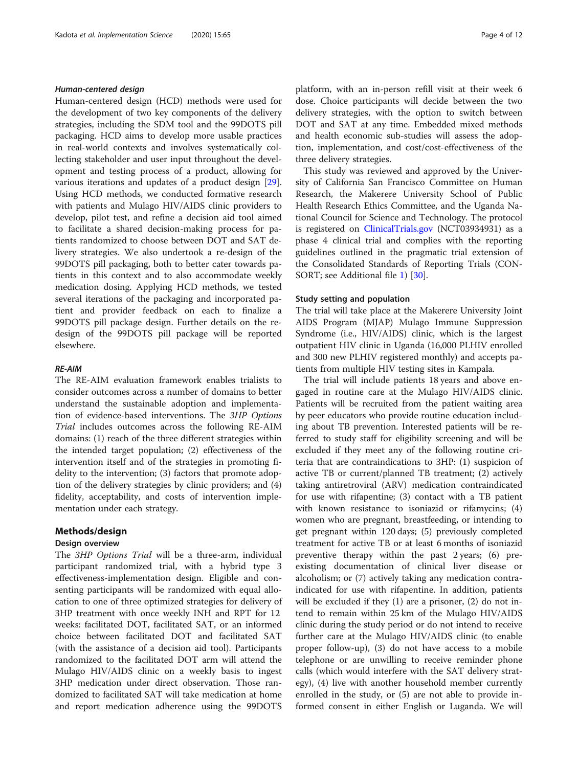#### *Human-centered design*

Human-centered design (HCD) methods were used for the development of two key components of the delivery strategies, including the SDM tool and the 99DOTS pill packaging. HCD aims to develop more usable practices in real-world contexts and involves systematically collecting stakeholder and user input throughout the development and testing process of a product, allowing for various iterations and updates of a product design [29]. Using HCD methods, we conducted formative research with patients and Mulago HIV/AIDS clinic providers to develop, pilot test, and refine a decision aid tool aimed to facilitate a shared decision-making process for patients randomized to choose between DOT and SAT delivery strategies. We also undertook a re-design of the 99DOTS pill packaging, both to better cater towards patients in this context and to also accommodate weekly medication dosing. Applying HCD methods, we tested several iterations of the packaging and incorporated patient and provider feedback on each to finalize a 99DOTS pill package design. Further details on the re-design of the 99DOTS pill package will be reported elsewhere.

#### *RE-AIM*

The RE-AIM evaluation framework enables trialists to consider outcomes across a number of domains to better understand the sustainable adoption and implementation of evidence-based interventions. The *3HP Options Trial* includes outcomes across the following RE-AIM domains: (1) reach of the three different strategies within the intended target population; (2) effectiveness of the intervention itself and of the strategies in promoting fidelity to the intervention; (3) factors that promote adoption of the delivery strategies by clinic providers; and (4) fidelity, acceptability, and costs of intervention implementation under each strategy.

## Methods/design

### Design overview

The *3HP Options Trial* will be a three-arm, individual participant randomized trial, with a hybrid type 3 effectiveness-implementation design. Eligible and consenting participants will be randomized with equal allocation to one of three optimized strategies for delivery of 3HP treatment with once weekly INH and RPT for 12 weeks: facilitated DOT, facilitated SAT, or an informed choice between facilitated DOT and facilitated SAT (with the assistance of a decision aid tool). Participants randomized to the facilitated DOT arm will attend the Mulago HIV/AIDS clinic on a weekly basis to ingest 3HP medication under direct observation. Those randomized to facilitated SAT will take medication at home and report medication adherence using the 99DOTS platform, with an in-person refill visit at their week 6 dose. Choice participants will decide between the two delivery strategies, with the option to switch between DOT and SAT at any time. Embedded mixed methods and health economic sub-studies will assess the adoption, implementation, and cost/cost-effectiveness of the three delivery strategies.

This study was reviewed and approved by the University of California San Francisco Committee on Human Research, the Makerere University School of Public Health Research Ethics Committee, and the Uganda National Council for Science and Technology. The protocol is registered on ClinicalTrials.gov (NCT03934931) as a phase 4 clinical trial and complies with the reporting guidelines outlined in the pragmatic trial extension of the Consolidated Standards of Reporting Trials (CONSORT; see Additional file 1) [30].

### Study setting and population

The trial will take place at the Makerere University Joint AIDS Program (MJAP) Mulago Immune Suppression Syndrome (i.e., HIV/AIDS) clinic, which is the largest outpatient HIV clinic in Uganda (16,000 PLHIV enrolled and 300 new PLHIV registered monthly) and accepts patients from multiple HIV testing sites in Kampala.

The trial will include patients 18 years and above engaged in routine care at the Mulago HIV/AIDS clinic. Patients will be recruited from the patient waiting area by peer educators who provide routine education including about TB prevention. Interested patients will be referred to study staff for eligibility screening and will be excluded if they meet any of the following routine criteria that are contraindications to 3HP: (1) suspicion of active TB or current/planned TB treatment; (2) actively taking antiretroviral (ARV) medication contraindicated for use with rifapentine; (3) contact with a TB patient with known resistance to isoniazid or rifamycins; (4) women who are pregnant, breastfeeding, or intending to get pregnant within 120 days; (5) previously completed treatment for active TB or at least 6 months of isoniazid preventive therapy within the past 2 years; (6) pre-existing documentation of clinical liver disease or alcoholism; or (7) actively taking any medication contraindicated for use with rifapentine. In addition, patients will be excluded if they (1) are a prisoner, (2) do not intend to remain within 25 km of the Mulago HIV/AIDS clinic during the study period or do not intend to receive further care at the Mulago HIV/AIDS clinic (to enable proper follow-up), (3) do not have access to a mobile telephone or are unwilling to receive reminder phone calls (which would interfere with the SAT delivery strategy), (4) live with another household member currently enrolled in the study, or (5) are not able to provide informed consent in either English or Luganda. We will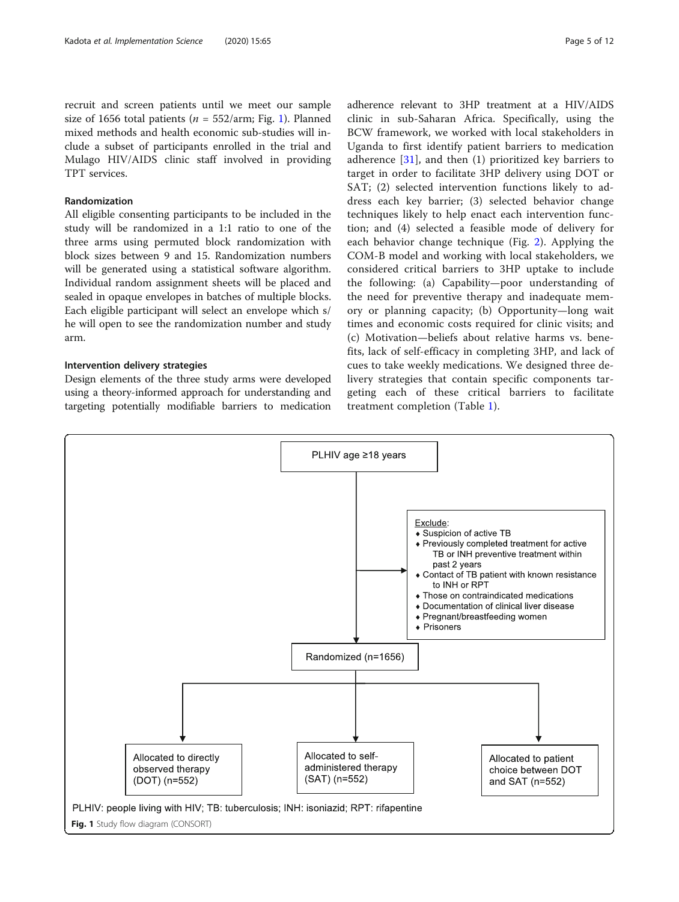recruit and screen patients until we meet our sample size of 1656 total patients ($n$ = 552/arm; Fig. 1). Planned mixed methods and health economic sub-studies will include a subset of participants enrolled in the trial and Mulago HIV/AIDS clinic staff involved in providing TPT services.

### Randomization

All eligible consenting participants to be included in the study will be randomized in a 1:1 ratio to one of the three arms using permuted block randomization with block sizes between 9 and 15. Randomization numbers will be generated using a statistical software algorithm. Individual random assignment sheets will be placed and sealed in opaque envelopes in batches of multiple blocks. Each eligible participant will select an envelope which s/he will open to see the randomization number and study arm.

### Intervention delivery strategies

Design elements of the three study arms were developed using a theory-informed approach for understanding and targeting potentially modifiable barriers to medication adherence relevant to 3HP treatment at a HIV/AIDS clinic in sub-Saharan Africa. Specifically, using the BCW framework, we worked with local stakeholders in Uganda to first identify patient barriers to medication adherence [31], and then (1) prioritized key barriers to target in order to facilitate 3HP delivery using DOT or SAT; (2) selected intervention functions likely to address each key barrier; (3) selected behavior change techniques likely to help enact each intervention function; and (4) selected a feasible mode of delivery for each behavior change technique (Fig. 2). Applying the COM-B model and working with local stakeholders, we considered critical barriers to 3HP uptake to include the following: (a) Capability—poor understanding of the need for preventive therapy and inadequate memory or planning capacity; (b) Opportunity—long wait times and economic costs required for clinic visits; and (c) Motivation—beliefs about relative harms vs. benefits, lack of self-efficacy in completing 3HP, and lack of cues to take weekly medications. We designed three delivery strategies that contain specific components targeting each of these critical barriers to facilitate treatment completion (Table 1).

PLHIV age ≥18 years

Exclude:
- Suspicion of active TB
- Previously completed treatment for active TB or INH preventive treatment within past 2 years
- Contact of TB patient with known resistance to INH or RPT
- Those on contraindicated medications
- Documentation of clinical liver disease
- Pregnant/breastfeeding women
- Prisoners

Randomized (n=1656)

Allocated to directly observed therapy (DOT) (n=552) | Allocated to self-administered therapy (SAT) (n=552) | Allocated to patient choice between DOT and SAT (n=552)

PLHIV: people living with HIV; TB: tuberculosis; INH: isoniazid; RPT: rifapentine

**Fig. 1** Study flow diagram (CONSORT)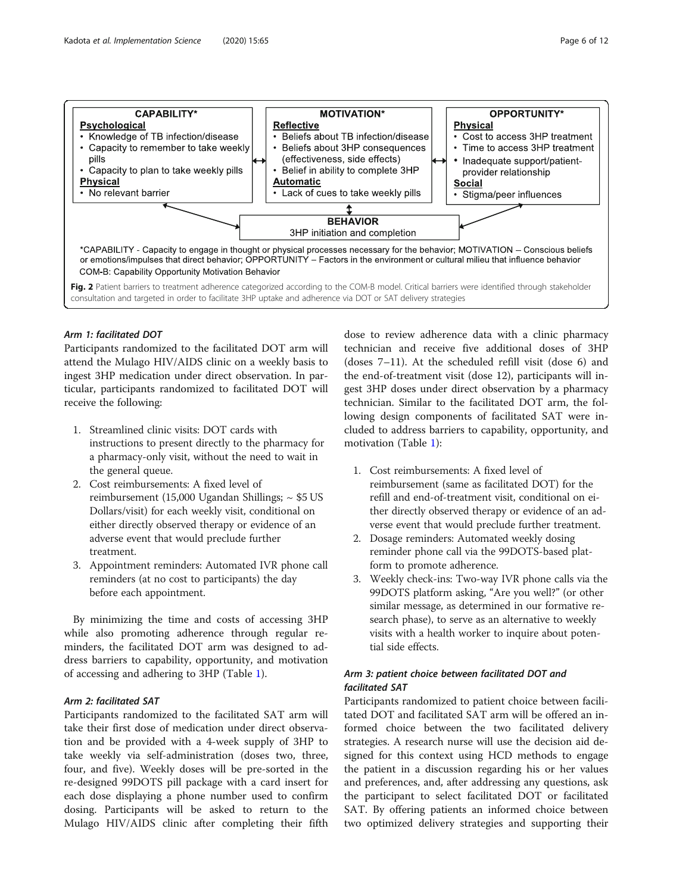**CAPABILITY***

**Psychological**
- Knowledge of TB infection/disease
- Capacity to remember to take weekly pills
- Capacity to plan to take weekly pills

**Physical**
- No relevant barrier

**MOTIVATION***

**Reflective**
- Beliefs about TB infection/disease
- Beliefs about 3HP consequences (effectiveness, side effects)
- Belief in ability to complete 3HP

**Automatic**
- Lack of cues to take weekly pills

**OPPORTUNITY***

**Physical**
- Cost to access 3HP treatment
- Time to access 3HP treatment
- Inadequate support/patient-provider relationship

**Social**
- Stigma/peer influences

**BEHAVIOR**
3HP initiation and completion

*CAPABILITY - Capacity to engage in thought or physical processes necessary for the behavior; MOTIVATION – Conscious beliefs or emotions/impulses that direct behavior; OPPORTUNITY – Factors in the environment or cultural milieu that influence behavior
COM-B: Capability Opportunity Motivation Behavior

**Fig. 2** Patient barriers to treatment adherence categorized according to the COM-B model. Critical barriers were identified through stakeholder consultation and targeted in order to facilitate 3HP uptake and adherence via DOT or SAT delivery strategies

### *Arm 1: facilitated DOT*

Participants randomized to the facilitated DOT arm will attend the Mulago HIV/AIDS clinic on a weekly basis to ingest 3HP medication under direct observation. In particular, participants randomized to facilitated DOT will receive the following:

1. Streamlined clinic visits: DOT cards with instructions to present directly to the pharmacy for a pharmacy-only visit, without the need to wait in the general queue.
2. Cost reimbursements: A fixed level of reimbursement (15,000 Ugandan Shillings; ~ \$5 US Dollars/visit) for each weekly visit, conditional on either directly observed therapy or evidence of an adverse event that would preclude further treatment.
3. Appointment reminders: Automated IVR phone call reminders (at no cost to participants) the day before each appointment.

By minimizing the time and costs of accessing 3HP while also promoting adherence through regular reminders, the facilitated DOT arm was designed to address barriers to capability, opportunity, and motivation of accessing and adhering to 3HP (Table 1).

### *Arm 2: facilitated SAT*

Participants randomized to the facilitated SAT arm will take their first dose of medication under direct observation and be provided with a 4-week supply of 3HP to take weekly via self-administration (doses two, three, four, and five). Weekly doses will be pre-sorted in the re-designed 99DOTS pill package with a card insert for each dose displaying a phone number used to confirm dosing. Participants will be asked to return to the Mulago HIV/AIDS clinic after completing their fifth dose to review adherence data with a clinic pharmacy technician and receive five additional doses of 3HP (doses 7–11). At the scheduled refill visit (dose 6) and the end-of-treatment visit (dose 12), participants will ingest 3HP doses under direct observation by a pharmacy technician. Similar to the facilitated DOT arm, the following design components of facilitated SAT were included to address barriers to capability, opportunity, and motivation (Table 1):

1. Cost reimbursements: A fixed level of reimbursement (same as facilitated DOT) for the refill and end-of-treatment visit, conditional on either directly observed therapy or evidence of an adverse event that would preclude further treatment.
2. Dosage reminders: Automated weekly dosing reminder phone call via the 99DOTS-based platform to promote adherence.
3. Weekly check-ins: Two-way IVR phone calls via the 99DOTS platform asking, "Are you well?" (or other similar message, as determined in our formative research phase), to serve as an alternative to weekly visits with a health worker to inquire about potential side effects.

### *Arm 3: patient choice between facilitated DOT and facilitated SAT*

Participants randomized to patient choice between facilitated DOT and facilitated SAT arm will be offered an informed choice between the two facilitated delivery strategies. A research nurse will use the decision aid designed for this context using HCD methods to engage the patient in a discussion regarding his or her values and preferences, and, after addressing any questions, ask the participant to select facilitated DOT or facilitated SAT. By offering patients an informed choice between two optimized delivery strategies and supporting their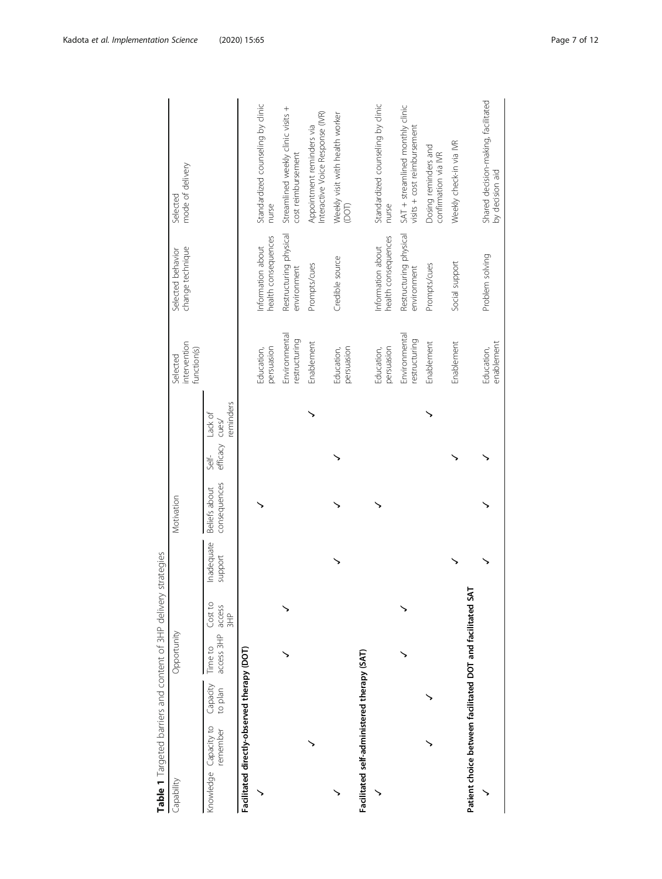**Table 1** Targeted barriers and content of 3HP delivery strategies

| Capability | | | Opportunity | | | Motivation | | | Selected intervention function(s) | Selected behavior change technique | Selected mode of delivery |
|---|---|---|---|---|---|---|---|---|---|---|---|
| Knowledge | Capacity to remember | Capacity to plan | Time to access 3HP | Cost to access 3HP | Inadequate support | Beliefs about consequences | Self-efficacy | Lack of cues/ reminders | | | |
| **Facilitated directly-observed therapy (DOT)** | | | | | | | | | | | |
| ✓ | | | | | | ✓ | | | Education, persuasion | Information about health consequences | Standardized counseling by clinic nurse |
| | | | ✓ | ✓ | | | | | Environmental restructuring | Restructuring physical environment | Streamlined weekly clinic visits + cost reimbursement |
| | ✓ | | | | | | | ✓ | Enablement | Prompts/cues | Appointment reminders via Interactive Voice Response (IVR) |
| ✓ | | | | | ✓ | ✓ | ✓ | | Education, persuasion | Credible source | Weekly visit with health worker (DOT) |
| **Facilitated self-administered therapy (SAT)** | | | | | | | | | | | |
| ✓ | | | | | | ✓ | | | Education, persuasion | Information about health consequences | Standardized counseling by clinic nurse |
| | | | ✓ | ✓ | | | | | Environmental restructuring | Restructuring physical environment | SAT + streamlined monthly clinic visits + cost reimbursement |
| | ✓ | ✓ | | | | | | ✓ | Enablement | Prompts/cues | Dosing reminders and confirmation via IVR |
| | | | | | ✓ | | ✓ | | Enablement | Social support | Weekly check-in via IVR |
| **Patient choice between facilitated DOT and facilitated SAT** | | | | | | | | | | | |
| ✓ | | | | | ✓ | ✓ | ✓ | | Education, enablement | Problem solving | Shared decision-making, facilitated by decision aid |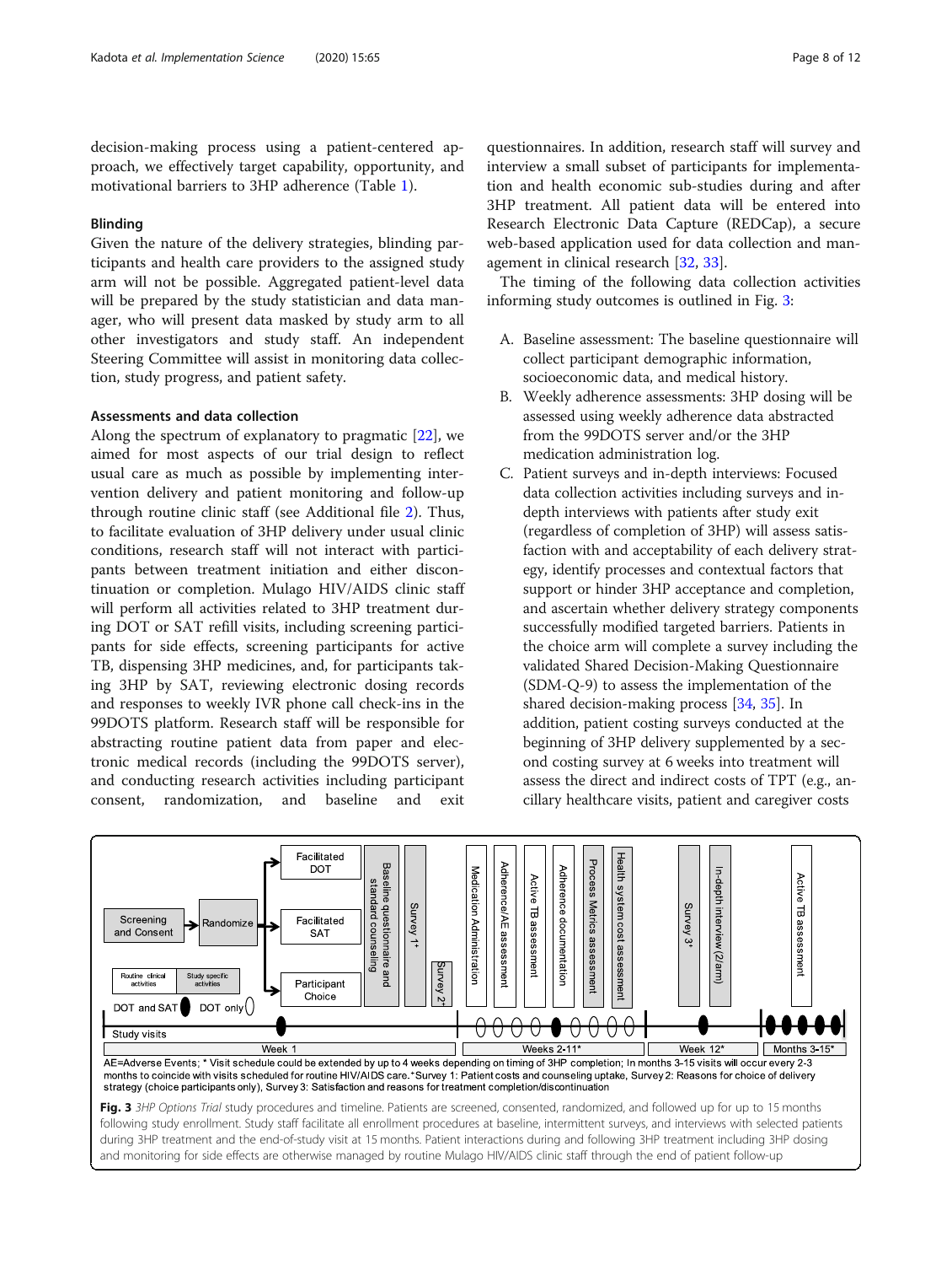decision-making process using a patient-centered approach, we effectively target capability, opportunity, and motivational barriers to 3HP adherence (Table 1).

### Blinding

Given the nature of the delivery strategies, blinding participants and health care providers to the assigned study arm will not be possible. Aggregated patient-level data will be prepared by the study statistician and data manager, who will present data masked by study arm to all other investigators and study staff. An independent Steering Committee will assist in monitoring data collection, study progress, and patient safety.

### Assessments and data collection

Along the spectrum of explanatory to pragmatic [22], we aimed for most aspects of our trial design to reflect usual care as much as possible by implementing intervention delivery and patient monitoring and follow-up through routine clinic staff (see Additional file 2). Thus, to facilitate evaluation of 3HP delivery under usual clinic conditions, research staff will not interact with participants between treatment initiation and either discontinuation or completion. Mulago HIV/AIDS clinic staff will perform all activities related to 3HP treatment during DOT or SAT refill visits, including screening participants for side effects, screening participants for active TB, dispensing 3HP medicines, and, for participants taking 3HP by SAT, reviewing electronic dosing records and responses to weekly IVR phone call check-ins in the 99DOTS platform. Research staff will be responsible for abstracting routine patient data from paper and electronic medical records (including the 99DOTS server), and conducting research activities including participant consent, randomization, and baseline and exit questionnaires. In addition, research staff will survey and interview a small subset of participants for implementation and health economic sub-studies during and after 3HP treatment. All patient data will be entered into Research Electronic Data Capture (REDCap), a secure web-based application used for data collection and management in clinical research [32, 33].

The timing of the following data collection activities informing study outcomes is outlined in Fig. 3:

A. Baseline assessment: The baseline questionnaire will collect participant demographic information, socioeconomic data, and medical history.

B. Weekly adherence assessments: 3HP dosing will be assessed using weekly adherence data abstracted from the 99DOTS server and/or the 3HP medication administration log.

C. Patient surveys and in-depth interviews: Focused data collection activities including surveys and in-depth interviews with patients after study exit (regardless of completion of 3HP) will assess satisfaction with and acceptability of each delivery strategy, identify processes and contextual factors that support or hinder 3HP acceptance and completion, and ascertain whether delivery strategy components successfully modified targeted barriers. Patients in the choice arm will complete a survey including the validated Shared Decision-Making Questionnaire (SDM-Q-9) to assess the implementation of the shared decision-making process [34, 35]. In addition, patient costing surveys conducted at the beginning of 3HP delivery supplemented by a second costing survey at 6 weeks into treatment will assess the direct and indirect costs of TPT (e.g., ancillary healthcare visits, patient and caregiver costs

AE=Adverse Events; * Visit schedule could be extended by up to 4 weeks depending on timing of 3HP completion; In months 3-15 visits will occur every 2-3 months to coincide with visits scheduled for routine HIV/AIDS care. +Survey 1: Patient costs and counseling uptake, Survey 2: Reasons for choice of delivery strategy (choice participants only), Survey 3: Satisfaction and reasons for treatment completion/discontinuation

**Fig. 3** *3HP Options Trial* study procedures and timeline. Patients are screened, consented, randomized, and followed up for up to 15 months following study enrollment. Study staff facilitate all enrollment procedures at baseline, intermittent surveys, and interviews with selected patients during 3HP treatment and the end-of-study visit at 15 months. Patient interactions during and following 3HP treatment including 3HP dosing and monitoring for side effects are otherwise managed by routine Mulago HIV/AIDS clinic staff through the end of patient follow-up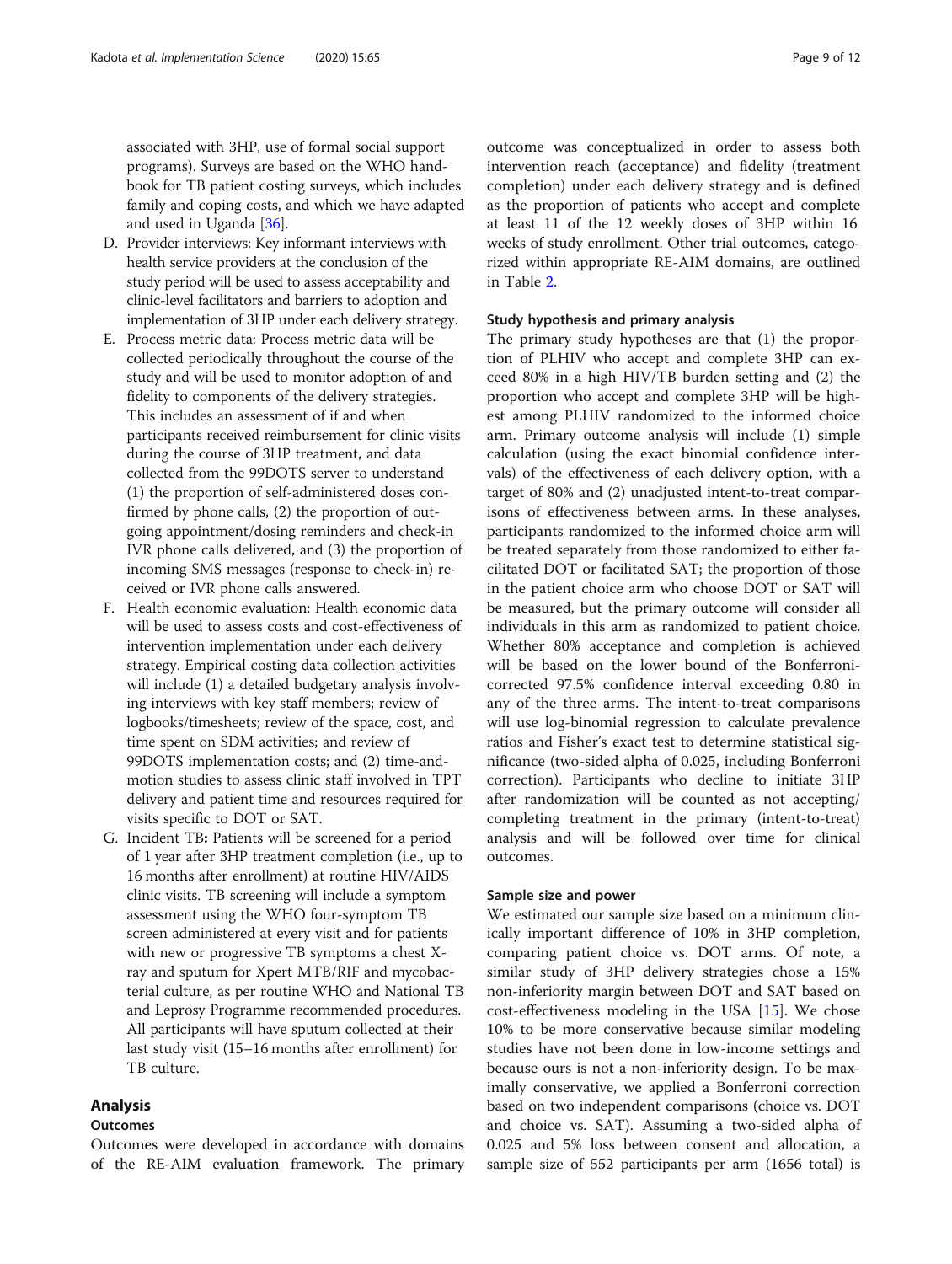associated with 3HP, use of formal social support programs). Surveys are based on the WHO handbook for TB patient costing surveys, which includes family and coping costs, and which we have adapted and used in Uganda [36].

D. Provider interviews: Key informant interviews with health service providers at the conclusion of the study period will be used to assess acceptability and clinic-level facilitators and barriers to adoption and implementation of 3HP under each delivery strategy.
E. Process metric data: Process metric data will be collected periodically throughout the course of the study and will be used to monitor adoption of and fidelity to components of the delivery strategies. This includes an assessment of if and when participants received reimbursement for clinic visits during the course of 3HP treatment, and data collected from the 99DOTS server to understand (1) the proportion of self-administered doses confirmed by phone calls, (2) the proportion of outgoing appointment/dosing reminders and check-in IVR phone calls delivered, and (3) the proportion of incoming SMS messages (response to check-in) received or IVR phone calls answered.
F. Health economic evaluation: Health economic data will be used to assess costs and cost-effectiveness of intervention implementation under each delivery strategy. Empirical costing data collection activities will include (1) a detailed budgetary analysis involving interviews with key staff members; review of logbooks/timesheets; review of the space, cost, and time spent on SDM activities; and review of 99DOTS implementation costs; and (2) time-and-motion studies to assess clinic staff involved in TPT delivery and patient time and resources required for visits specific to DOT or SAT.
G. Incident TB**:** Patients will be screened for a period of 1 year after 3HP treatment completion (i.e., up to 16 months after enrollment) at routine HIV/AIDS clinic visits. TB screening will include a symptom assessment using the WHO four-symptom TB screen administered at every visit and for patients with new or progressive TB symptoms a chest X-ray and sputum for Xpert MTB/RIF and mycobacterial culture, as per routine WHO and National TB and Leprosy Programme recommended procedures. All participants will have sputum collected at their last study visit (15–16 months after enrollment) for TB culture.

## Analysis

### Outcomes

Outcomes were developed in accordance with domains of the RE-AIM evaluation framework. The primary outcome was conceptualized in order to assess both intervention reach (acceptance) and fidelity (treatment completion) under each delivery strategy and is defined as the proportion of patients who accept and complete at least 11 of the 12 weekly doses of 3HP within 16 weeks of study enrollment. Other trial outcomes, categorized within appropriate RE-AIM domains, are outlined in Table 2.

### Study hypothesis and primary analysis

The primary study hypotheses are that (1) the proportion of PLHIV who accept and complete 3HP can exceed 80% in a high HIV/TB burden setting and (2) the proportion who accept and complete 3HP will be highest among PLHIV randomized to the informed choice arm. Primary outcome analysis will include (1) simple calculation (using the exact binomial confidence intervals) of the effectiveness of each delivery option, with a target of 80% and (2) unadjusted intent-to-treat comparisons of effectiveness between arms. In these analyses, participants randomized to the informed choice arm will be treated separately from those randomized to either facilitated DOT or facilitated SAT; the proportion of those in the patient choice arm who choose DOT or SAT will be measured, but the primary outcome will consider all individuals in this arm as randomized to patient choice. Whether 80% acceptance and completion is achieved will be based on the lower bound of the Bonferroni-corrected 97.5% confidence interval exceeding 0.80 in any of the three arms. The intent-to-treat comparisons will use log-binomial regression to calculate prevalence ratios and Fisher's exact test to determine statistical significance (two-sided alpha of 0.025, including Bonferroni correction). Participants who decline to initiate 3HP after randomization will be counted as not accepting/completing treatment in the primary (intent-to-treat) analysis and will be followed over time for clinical outcomes.

### Sample size and power

We estimated our sample size based on a minimum clinically important difference of 10% in 3HP completion, comparing patient choice vs. DOT arms. Of note, a similar study of 3HP delivery strategies chose a 15% non-inferiority margin between DOT and SAT based on cost-effectiveness modeling in the USA [15]. We chose 10% to be more conservative because similar modeling studies have not been done in low-income settings and because ours is not a non-inferiority design. To be maximally conservative, we applied a Bonferroni correction based on two independent comparisons (choice vs. DOT and choice vs. SAT). Assuming a two-sided alpha of 0.025 and 5% loss between consent and allocation, a sample size of 552 participants per arm (1656 total) is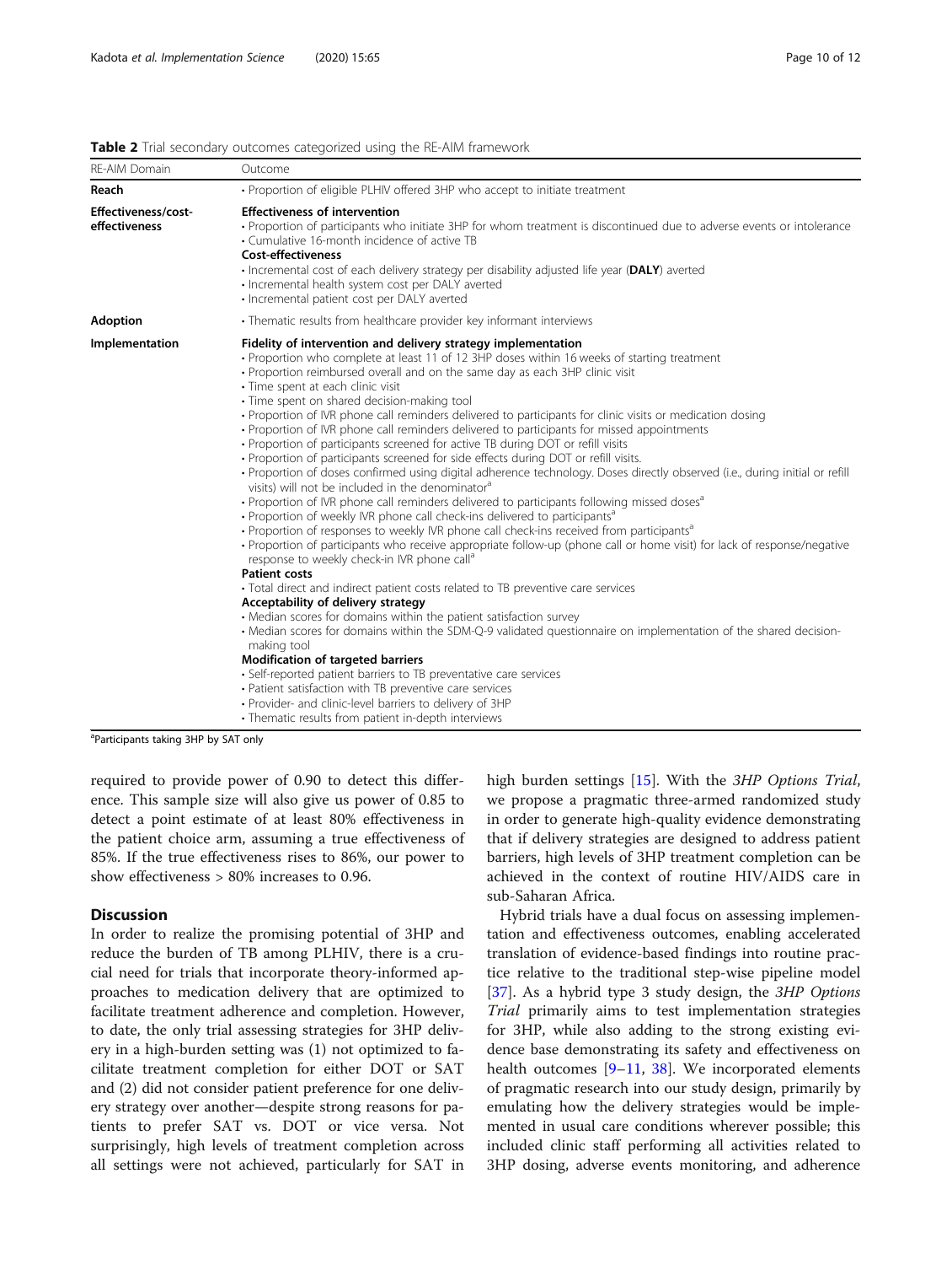**Table 2** Trial secondary outcomes categorized using the RE-AIM framework

| RE-AIM Domain | Outcome |
| --- | --- |
| **Reach** | • Proportion of eligible PLHIV offered 3HP who accept to initiate treatment |
| **Effectiveness/cost-effectiveness** | **Effectiveness of intervention**<br>• Proportion of participants who initiate 3HP for whom treatment is discontinued due to adverse events or intolerance<br>• Cumulative 16-month incidence of active TB<br>**Cost-effectiveness**<br>• Incremental cost of each delivery strategy per disability adjusted life year (**DALY**) averted<br>• Incremental health system cost per DALY averted<br>• Incremental patient cost per DALY averted |
| **Adoption** | • Thematic results from healthcare provider key informant interviews |
| **Implementation** | **Fidelity of intervention and delivery strategy implementation**<br>• Proportion who complete at least 11 of 12 3HP doses within 16 weeks of starting treatment<br>• Proportion reimbursed overall and on the same day as each 3HP clinic visit<br>• Time spent at each clinic visit<br>• Time spent on shared decision-making tool<br>• Proportion of IVR phone call reminders delivered to participants for clinic visits or medication dosing<br>• Proportion of IVR phone call reminders delivered to participants for missed appointments<br>• Proportion of participants screened for active TB during DOT or refill visits<br>• Proportion of participants screened for side effects during DOT or refill visits.<br>• Proportion of doses confirmed using digital adherence technology. Doses directly observed (i.e., during initial or refill visits) will not be included in the denominator[a]<br>• Proportion of IVR phone call reminders delivered to participants following missed doses[a]<br>• Proportion of weekly IVR phone call check-ins delivered to participants[a]<br>• Proportion of responses to weekly IVR phone call check-ins received from participants[a]<br>• Proportion of participants who receive appropriate follow-up (phone call or home visit) for lack of response/negative response to weekly check-in IVR phone call[a]<br>**Patient costs**<br>• Total direct and indirect patient costs related to TB preventive care services<br>**Acceptability of delivery strategy**<br>• Median scores for domains within the patient satisfaction survey<br>• Median scores for domains within the SDM-Q-9 validated questionnaire on implementation of the shared decision-making tool<br>**Modification of targeted barriers**<br>• Self-reported patient barriers to TB preventative care services<br>• Patient satisfaction with TB preventive care services<br>• Provider- and clinic-level barriers to delivery of 3HP<br>• Thematic results from patient in-depth interviews |

[a]Participants taking 3HP by SAT only

required to provide power of 0.90 to detect this difference. This sample size will also give us power of 0.85 to detect a point estimate of at least 80% effectiveness in the patient choice arm, assuming a true effectiveness of 85%. If the true effectiveness rises to 86%, our power to show effectiveness > 80% increases to 0.96.

## Discussion

In order to realize the promising potential of 3HP and reduce the burden of TB among PLHIV, there is a crucial need for trials that incorporate theory-informed approaches to medication delivery that are optimized to facilitate treatment adherence and completion. However, to date, the only trial assessing strategies for 3HP delivery in a high-burden setting was (1) not optimized to facilitate treatment completion for either DOT or SAT and (2) did not consider patient preference for one delivery strategy over another—despite strong reasons for patients to prefer SAT vs. DOT or vice versa. Not surprisingly, high levels of treatment completion across all settings were not achieved, particularly for SAT in high burden settings [15]. With the *3HP Options Trial*, we propose a pragmatic three-armed randomized study in order to generate high-quality evidence demonstrating that if delivery strategies are designed to address patient barriers, high levels of 3HP treatment completion can be achieved in the context of routine HIV/AIDS care in sub-Saharan Africa.

Hybrid trials have a dual focus on assessing implementation and effectiveness outcomes, enabling accelerated translation of evidence-based findings into routine practice relative to the traditional step-wise pipeline model [37]. As a hybrid type 3 study design, the *3HP Options Trial* primarily aims to test implementation strategies for 3HP, while also adding to the strong existing evidence base demonstrating its safety and effectiveness on health outcomes [9–11, 38]. We incorporated elements of pragmatic research into our study design, primarily by emulating how the delivery strategies would be implemented in usual care conditions wherever possible; this included clinic staff performing all activities related to 3HP dosing, adverse events monitoring, and adherence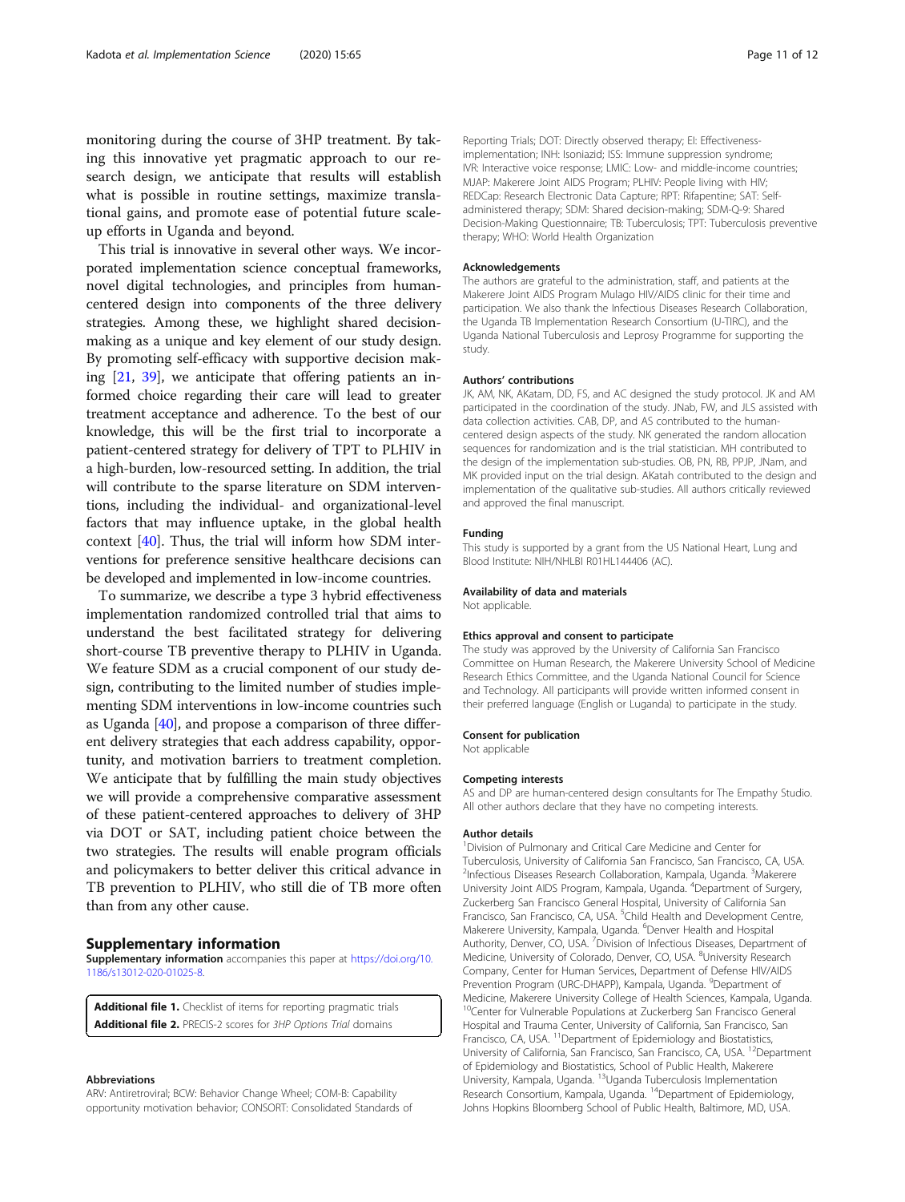monitoring during the course of 3HP treatment. By taking this innovative yet pragmatic approach to our research design, we anticipate that results will establish what is possible in routine settings, maximize translational gains, and promote ease of potential future scale-up efforts in Uganda and beyond.

This trial is innovative in several other ways. We incorporated implementation science conceptual frameworks, novel digital technologies, and principles from human-centered design into components of the three delivery strategies. Among these, we highlight shared decision-making as a unique and key element of our study design. By promoting self-efficacy with supportive decision making [21, 39], we anticipate that offering patients an informed choice regarding their care will lead to greater treatment acceptance and adherence. To the best of our knowledge, this will be the first trial to incorporate a patient-centered strategy for delivery of TPT to PLHIV in a high-burden, low-resourced setting. In addition, the trial will contribute to the sparse literature on SDM interventions, including the individual- and organizational-level factors that may influence uptake, in the global health context [40]. Thus, the trial will inform how SDM interventions for preference sensitive healthcare decisions can be developed and implemented in low-income countries.

To summarize, we describe a type 3 hybrid effectiveness implementation randomized controlled trial that aims to understand the best facilitated strategy for delivering short-course TB preventive therapy to PLHIV in Uganda. We feature SDM as a crucial component of our study design, contributing to the limited number of studies implementing SDM interventions in low-income countries such as Uganda [40], and propose a comparison of three different delivery strategies that each address capability, opportunity, and motivation barriers to treatment completion. We anticipate that by fulfilling the main study objectives we will provide a comprehensive comparative assessment of these patient-centered approaches to delivery of 3HP via DOT or SAT, including patient choice between the two strategies. The results will enable program officials and policymakers to better deliver this critical advance in TB prevention to PLHIV, who still die of TB more often than from any other cause.

## Supplementary information

**Supplementary information** accompanies this paper at https://doi.org/10.1186/s13012-020-01025-8.

**Additional file 1.** Checklist of items for reporting pragmatic trials
**Additional file 2.** PRECIS-2 scores for *3HP Options Trial* domains

### Abbreviations

ARV: Antiretroviral; BCW: Behavior Change Wheel; COM-B: Capability opportunity motivation behavior; CONSORT: Consolidated Standards of Reporting Trials; DOT: Directly observed therapy; EI: Effectiveness-implementation; INH: Isoniazid; ISS: Immune suppression syndrome; IVR: Interactive voice response; LMIC: Low- and middle-income countries; MJAP: Makerere Joint AIDS Program; PLHIV: People living with HIV; REDCap: Research Electronic Data Capture; RPT: Rifapentine; SAT: Self-administered therapy; SDM: Shared decision-making; SDM-Q-9: Shared Decision-Making Questionnaire; TB: Tuberculosis; TPT: Tuberculosis preventive therapy; WHO: World Health Organization

### Acknowledgements

The authors are grateful to the administration, staff, and patients at the Makerere Joint AIDS Program Mulago HIV/AIDS clinic for their time and participation. We also thank the Infectious Diseases Research Collaboration, the Uganda TB Implementation Research Consortium (U-TIRC), and the Uganda National Tuberculosis and Leprosy Programme for supporting the study.

### Authors' contributions

JK, AM, NK, AKatam, DD, FS, and AC designed the study protocol. JK and AM participated in the coordination of the study. JNab, FW, and JLS assisted with data collection activities. CAB, DP, and AS contributed to the human-centered design aspects of the study. NK generated the random allocation sequences for randomization and is the trial statistician. MH contributed to the design of the implementation sub-studies. OB, PN, RB, PPJP, JNam, and MK provided input on the trial design. AKatah contributed to the design and implementation of the qualitative sub-studies. All authors critically reviewed and approved the final manuscript.

### Funding

This study is supported by a grant from the US National Heart, Lung and Blood Institute: NIH/NHLBI R01HL144406 (AC).

### Availability of data and materials

Not applicable.

### Ethics approval and consent to participate

The study was approved by the University of California San Francisco Committee on Human Research, the Makerere University School of Medicine Research Ethics Committee, and the Uganda National Council for Science and Technology. All participants will provide written informed consent in their preferred language (English or Luganda) to participate in the study.

### Consent for publication

Not applicable

### Competing interests

AS and DP are human-centered design consultants for The Empathy Studio. All other authors declare that they have no competing interests.

### Author details

[1]Division of Pulmonary and Critical Care Medicine and Center for Tuberculosis, University of California San Francisco, San Francisco, CA, USA. [2]Infectious Diseases Research Collaboration, Kampala, Uganda. [3]Makerere University Joint AIDS Program, Kampala, Uganda. [4]Department of Surgery, Zuckerberg San Francisco General Hospital, University of California San Francisco, San Francisco, CA, USA. [5]Child Health and Development Centre, Makerere University, Kampala, Uganda. [6]Denver Health and Hospital Authority, Denver, CO, USA. [7]Division of Infectious Diseases, Department of Medicine, University of Colorado, Denver, CO, USA. [8]University Research Company, Center for Human Services, Department of Defense HIV/AIDS Prevention Program (URC-DHAPP), Kampala, Uganda. [9]Department of Medicine, Makerere University College of Health Sciences, Kampala, Uganda. [10]Center for Vulnerable Populations at Zuckerberg San Francisco General Hospital and Trauma Center, University of California, San Francisco, San Francisco, CA, USA. [11]Department of Epidemiology and Biostatistics, University of California, San Francisco, San Francisco, CA, USA. [12]Department of Epidemiology and Biostatistics, School of Public Health, Makerere University, Kampala, Uganda. [13]Uganda Tuberculosis Implementation Research Consortium, Kampala, Uganda. [14]Department of Epidemiology, Johns Hopkins Bloomberg School of Public Health, Baltimore, MD, USA.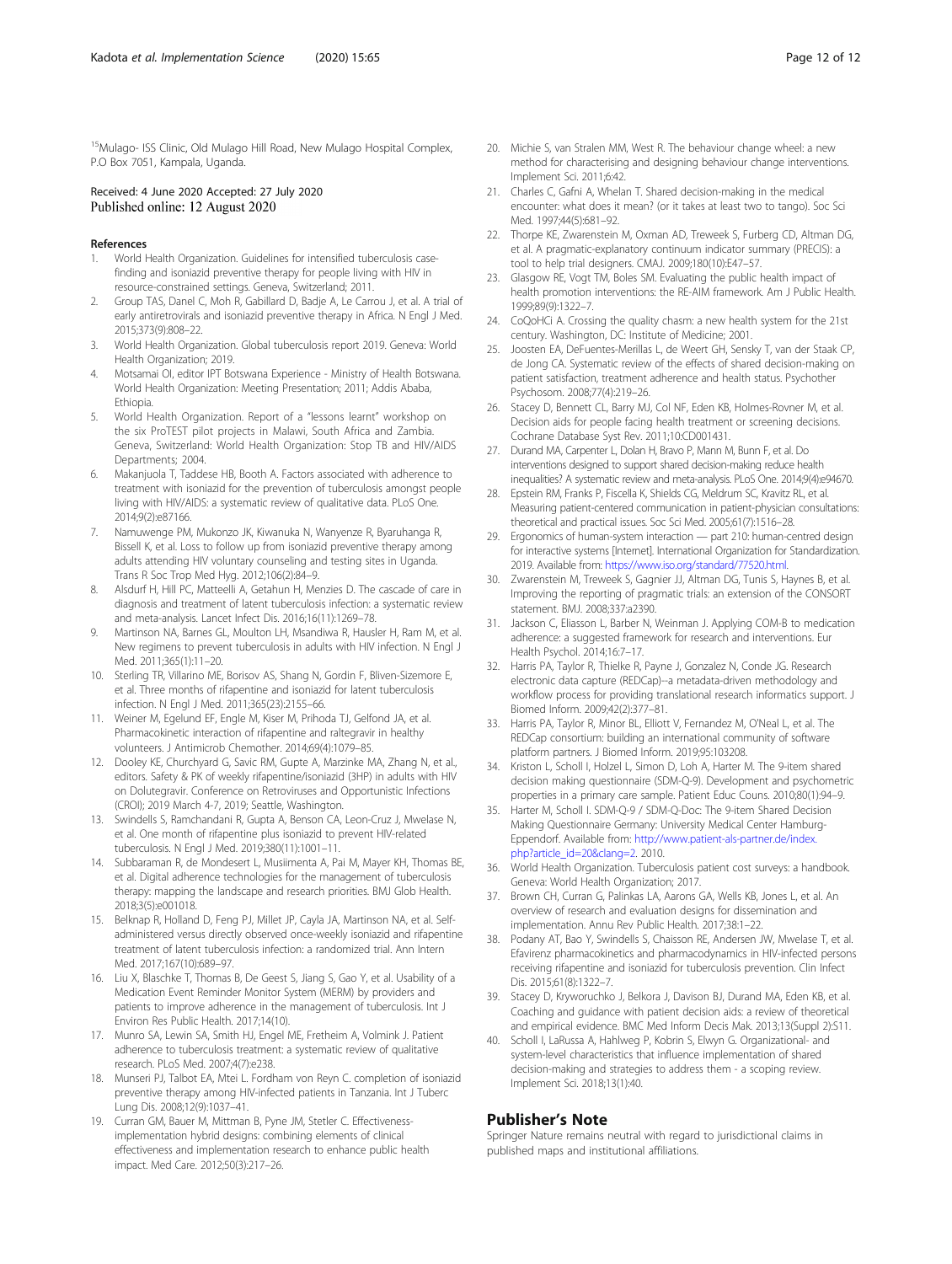[15]Mulago- ISS Clinic, Old Mulago Hill Road, New Mulago Hospital Complex, P.O Box 7051, Kampala, Uganda.

Received: 4 June 2020 Accepted: 27 July 2020
Published online: 12 August 2020

## References

1. World Health Organization. Guidelines for intensified tuberculosis case-finding and isoniazid preventive therapy for people living with HIV in resource-constrained settings. Geneva, Switzerland; 2011.
2. Group TAS, Danel C, Moh R, Gabillard D, Badje A, Le Carrou J, et al. A trial of early antiretrovirals and isoniazid preventive therapy in Africa. N Engl J Med. 2015;373(9):808–22.
3. World Health Organization. Global tuberculosis report 2019. Geneva: World Health Organization; 2019.
4. Motsamai OI, editor IPT Botswana Experience - Ministry of Health Botswana. World Health Organization: Meeting Presentation; 2011; Addis Ababa, Ethiopia.
5. World Health Organization. Report of a "lessons learnt" workshop on the six ProTEST pilot projects in Malawi, South Africa and Zambia. Geneva, Switzerland: World Health Organization: Stop TB and HIV/AIDS Departments; 2004.
6. Makanjuola T, Taddese HB, Booth A. Factors associated with adherence to treatment with isoniazid for the prevention of tuberculosis amongst people living with HIV/AIDS: a systematic review of qualitative data. PLoS One. 2014;9(2):e87166.
7. Namuwenge PM, Mukonzo JK, Kiwanuka N, Wanyenze R, Byaruhanga R, Bissell K, et al. Loss to follow up from isoniazid preventive therapy among adults attending HIV voluntary counseling and testing sites in Uganda. Trans R Soc Trop Med Hyg. 2012;106(2):84–9.
8. Alsdurf H, Hill PC, Matteelli A, Getahun H, Menzies D. The cascade of care in diagnosis and treatment of latent tuberculosis infection: a systematic review and meta-analysis. Lancet Infect Dis. 2016;16(11):1269–78.
9. Martinson NA, Barnes GL, Moulton LH, Msandiwa R, Hausler H, Ram M, et al. New regimens to prevent tuberculosis in adults with HIV infection. N Engl J Med. 2011;365(1):11–20.
10. Sterling TR, Villarino ME, Borisov AS, Shang N, Gordin F, Bliven-Sizemore E, et al. Three months of rifapentine and isoniazid for latent tuberculosis infection. N Engl J Med. 2011;365(23):2155–66.
11. Weiner M, Egelund EF, Engle M, Kiser M, Prihoda TJ, Gelfond JA, et al. Pharmacokinetic interaction of rifapentine and raltegravir in healthy volunteers. J Antimicrob Chemother. 2014;69(4):1079–85.
12. Dooley KE, Churchyard G, Savic RM, Gupte A, Marzinke MA, Zhang N, et al., editors. Safety & PK of weekly rifapentine/isoniazid (3HP) in adults with HIV on Dolutegravir. Conference on Retroviruses and Opportunistic Infections (CROI); 2019 March 4-7, 2019; Seattle, Washington.
13. Swindells S, Ramchandani R, Gupta A, Benson CA, Leon-Cruz J, Mwelase N, et al. One month of rifapentine plus isoniazid to prevent HIV-related tuberculosis. N Engl J Med. 2019;380(11):1001–11.
14. Subbaraman R, de Mondesert L, Musiimenta A, Pai M, Mayer KH, Thomas BE, et al. Digital adherence technologies for the management of tuberculosis therapy: mapping the landscape and research priorities. BMJ Glob Health. 2018;3(5):e001018.
15. Belknap R, Holland D, Feng PJ, Millet JP, Cayla JA, Martinson NA, et al. Self-administered versus directly observed once-weekly isoniazid and rifapentine treatment of latent tuberculosis infection: a randomized trial. Ann Intern Med. 2017;167(10):689–97.
16. Liu X, Blaschke T, Thomas B, De Geest S, Jiang S, Gao Y, et al. Usability of a Medication Event Reminder Monitor System (MERM) by providers and patients to improve adherence in the management of tuberculosis. Int J Environ Res Public Health. 2017;14(10).
17. Munro SA, Lewin SA, Smith HJ, Engel ME, Fretheim A, Volmink J. Patient adherence to tuberculosis treatment: a systematic review of qualitative research. PLoS Med. 2007;4(7):e238.
18. Munseri PJ, Talbot EA, Mtei L. Fordham von Reyn C. completion of isoniazid preventive therapy among HIV-infected patients in Tanzania. Int J Tuberc Lung Dis. 2008;12(9):1037–41.
19. Curran GM, Bauer M, Mittman B, Pyne JM, Stetler C. Effectiveness-implementation hybrid designs: combining elements of clinical effectiveness and implementation research to enhance public health impact. Med Care. 2012;50(3):217–26.
20. Michie S, van Stralen MM, West R. The behaviour change wheel: a new method for characterising and designing behaviour change interventions. Implement Sci. 2011;6:42.
21. Charles C, Gafni A, Whelan T. Shared decision-making in the medical encounter: what does it mean? (or it takes at least two to tango). Soc Sci Med. 1997;44(5):681–92.
22. Thorpe KE, Zwarenstein M, Oxman AD, Treweek S, Furberg CD, Altman DG, et al. A pragmatic-explanatory continuum indicator summary (PRECIS): a tool to help trial designers. CMAJ. 2009;180(10):E47–57.
23. Glasgow RE, Vogt TM, Boles SM. Evaluating the public health impact of health promotion interventions: the RE-AIM framework. Am J Public Health. 1999;89(9):1322–7.
24. CoQoHCi A. Crossing the quality chasm: a new health system for the 21st century. Washington, DC: Institute of Medicine; 2001.
25. Joosten EA, DeFuentes-Merillas L, de Weert GH, Sensky T, van der Staak CP, de Jong CA. Systematic review of the effects of shared decision-making on patient satisfaction, treatment adherence and health status. Psychother Psychosom. 2008;77(4):219–26.
26. Stacey D, Bennett CL, Barry MJ, Col NF, Eden KB, Holmes-Rovner M, et al. Decision aids for people facing health treatment or screening decisions. Cochrane Database Syst Rev. 2011;10:CD001431.
27. Durand MA, Carpenter L, Dolan H, Bravo P, Mann M, Bunn F, et al. Do interventions designed to support shared decision-making reduce health inequalities? A systematic review and meta-analysis. PLoS One. 2014;9(4):e94670.
28. Epstein RM, Franks P, Fiscella K, Shields CG, Meldrum SC, Kravitz RL, et al. Measuring patient-centered communication in patient-physician consultations: theoretical and practical issues. Soc Sci Med. 2005;61(7):1516–28.
29. Ergonomics of human-system interaction — part 210: human-centred design for interactive systems [Internet]. International Organization for Standardization. 2019. Available from: https://www.iso.org/standard/77520.html.
30. Zwarenstein M, Treweek S, Gagnier JJ, Altman DG, Tunis S, Haynes B, et al. Improving the reporting of pragmatic trials: an extension of the CONSORT statement. BMJ. 2008;337:a2390.
31. Jackson C, Eliasson L, Barber N, Weinman J. Applying COM-B to medication adherence: a suggested framework for research and interventions. Eur Health Psychol. 2014;16:7–17.
32. Harris PA, Taylor R, Thielke R, Payne J, Gonzalez N, Conde JG. Research electronic data capture (REDCap)--a metadata-driven methodology and workflow process for providing translational research informatics support. J Biomed Inform. 2009;42(2):377–81.
33. Harris PA, Taylor R, Minor BL, Elliott V, Fernandez M, O'Neal L, et al. The REDCap consortium: building an international community of software platform partners. J Biomed Inform. 2019;95:103208.
34. Kriston L, Scholl I, Holzel L, Simon D, Loh A, Harter M. The 9-item shared decision making questionnaire (SDM-Q-9). Development and psychometric properties in a primary care sample. Patient Educ Couns. 2010;80(1):94–9.
35. Harter M, Scholl I. SDM-Q-9 / SDM-Q-Doc: The 9-item Shared Decision Making Questionnaire Germany: University Medical Center Hamburg-Eppendorf. Available from: http://www.patient-als-partner.de/index.php?article_id=20&clang=2. 2010.
36. World Health Organization. Tuberculosis patient cost surveys: a handbook. Geneva: World Health Organization; 2017.
37. Brown CH, Curran G, Palinkas LA, Aarons GA, Wells KB, Jones L, et al. An overview of research and evaluation designs for dissemination and implementation. Annu Rev Public Health. 2017;38:1–22.
38. Podany AT, Bao Y, Swindells S, Chaisson RE, Andersen JW, Mwelase T, et al. Efavirenz pharmacokinetics and pharmacodynamics in HIV-infected persons receiving rifapentine and isoniazid for tuberculosis prevention. Clin Infect Dis. 2015;61(8):1322–7.
39. Stacey D, Kryworuchko J, Belkora J, Davison BJ, Durand MA, Eden KB, et al. Coaching and guidance with patient decision aids: a review of theoretical and empirical evidence. BMC Med Inform Decis Mak. 2013;13(Suppl 2):S11.
40. Scholl I, LaRussa A, Hahlweg P, Kobrin S, Elwyn G. Organizational- and system-level characteristics that influence implementation of shared decision-making and strategies to address them - a scoping review. Implement Sci. 2018;13(1):40.

## Publisher's Note

Springer Nature remains neutral with regard to jurisdictional claims in published maps and institutional affiliations.